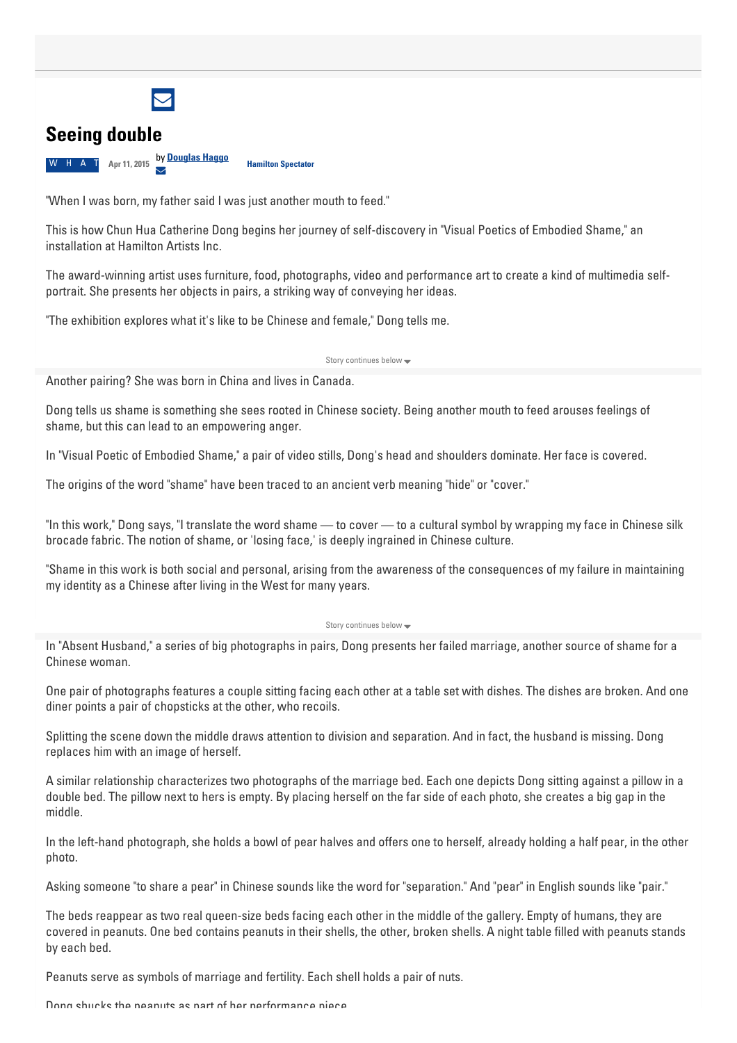# Seeing double

W H A T Apr 11, 2015 by **Douglas Haggo** **Hamilton Spectator**

"When I was born, my father said I was just another mouth to feed."

This is how Chun Hua Catherine Dong begins her journey of self-discovery in "Visual Poetics of Embodied Shame," an installation at Hamilton Artists Inc.

The award-winning artist uses furniture, food, photographs, video and performance art to create a kind of multimedia self-portrait. She presents her objects in pairs, a striking way of conveying her ideas.

"The exhibition explores what it's like to be Chinese and female," Dong tells me.

Another pairing? She was born in China and lives in Canada.

Dong tells us shame is something she sees rooted in Chinese society. Being another mouth to feed arouses feelings of shame, but this can lead to an empowering anger.

In "Visual Poetic of Embodied Shame," a pair of video stills, Dong's head and shoulders dominate. Her face is covered.

The origins of the word "shame" have been traced to an ancient verb meaning "hide" or "cover."

"In this work," Dong says, "I translate the word shame — to cover — to a cultural symbol by wrapping my face in Chinese silk brocade fabric. The notion of shame, or 'losing face,' is deeply ingrained in Chinese culture.

"Shame in this work is both social and personal, arising from the awareness of the consequences of my failure in maintaining my identity as a Chinese after living in the West for many years.

In "Absent Husband," a series of big photographs in pairs, Dong presents her failed marriage, another source of shame for a Chinese woman.

One pair of photographs features a couple sitting facing each other at a table set with dishes. The dishes are broken. And one diner points a pair of chopsticks at the other, who recoils.

Splitting the scene down the middle draws attention to division and separation. And in fact, the husband is missing. Dong replaces him with an image of herself.

A similar relationship characterizes two photographs of the marriage bed. Each one depicts Dong sitting against a pillow in a double bed. The pillow next to hers is empty. By placing herself on the far side of each photo, she creates a big gap in the middle.

In the left-hand photograph, she holds a bowl of pear halves and offers one to herself, already holding a half pear, in the other photo.

Asking someone "to share a pear" in Chinese sounds like the word for "separation." And "pear" in English sounds like "pair."

The beds reappear as two real queen-size beds facing each other in the middle of the gallery. Empty of humans, they are covered in peanuts. One bed contains peanuts in their shells, the other, broken shells. A night table filled with peanuts stands by each bed.

Peanuts serve as symbols of marriage and fertility. Each shell holds a pair of nuts.

Dong shucks the peanuts as part of her performance piece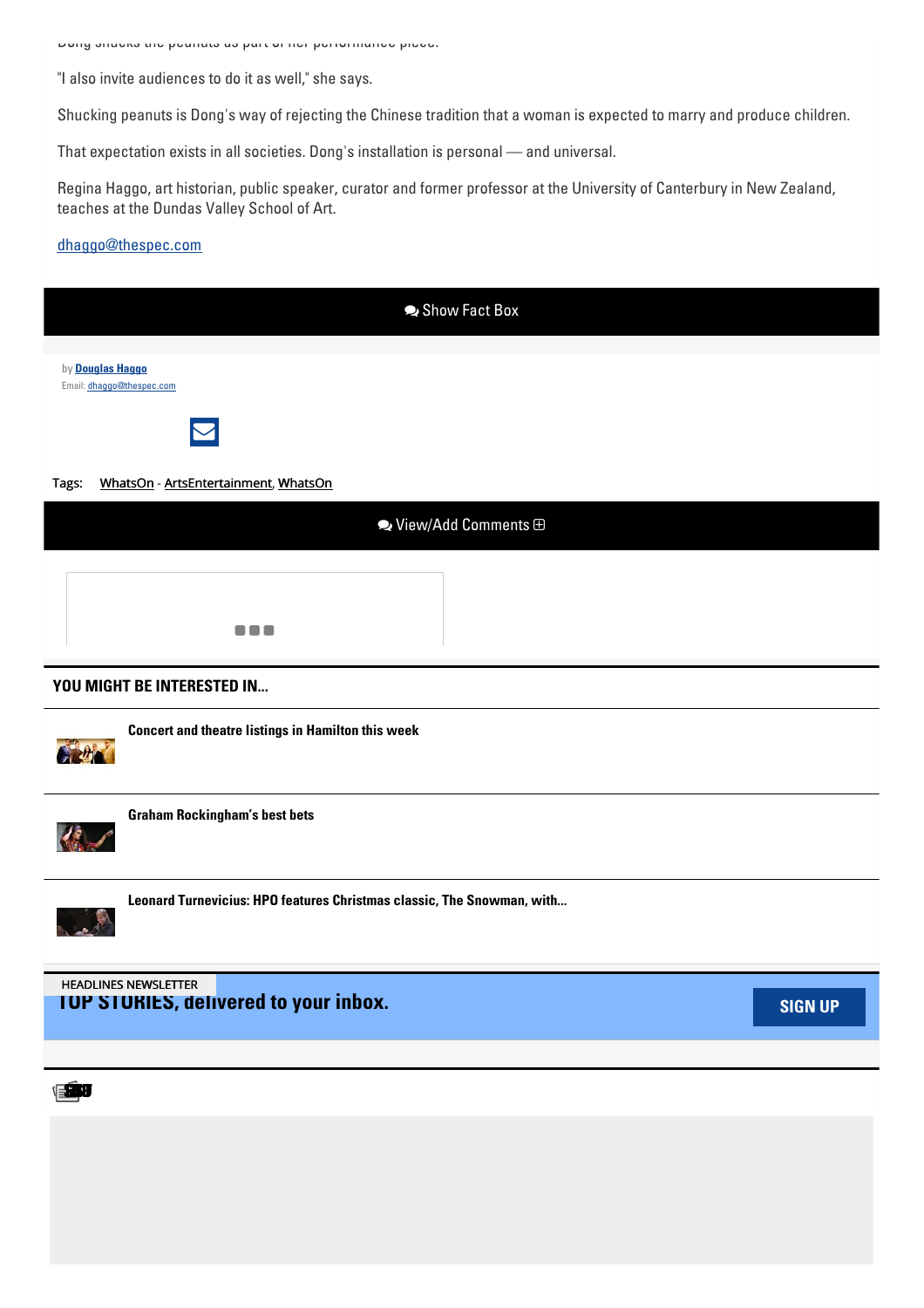Dong shucks the peanuts as part of her performance piece.

"I also invite audiences to do it as well," she says.

Shucking peanuts is Dong's way of rejecting the Chinese tradition that a woman is expected to marry and produce children.

That expectation exists in all societies. Dong's installation is personal — and universal.

Regina Haggo, art historian, public speaker, curator and former professor at the University of Canterbury in New Zealand, teaches at the Dundas Valley School of Art.

dhaggo@thespec.com

Show Fact Box

by **Douglas Haggo**
Email: dhaggo@thespec.com

Tags: WhatsOn - ArtsEntertainment, WhatsOn

View/Add Comments ⊞

## YOU MIGHT BE INTERESTED IN...

**Concert and theatre listings in Hamilton this week**

**Graham Rockingham's best bets**

**Leonard Turnevicius: HPO features Christmas classic, The Snowman, with...**

HEADLINES NEWSLETTER

**TOP STORIES, delivered to your inbox.**

**SIGN UP**